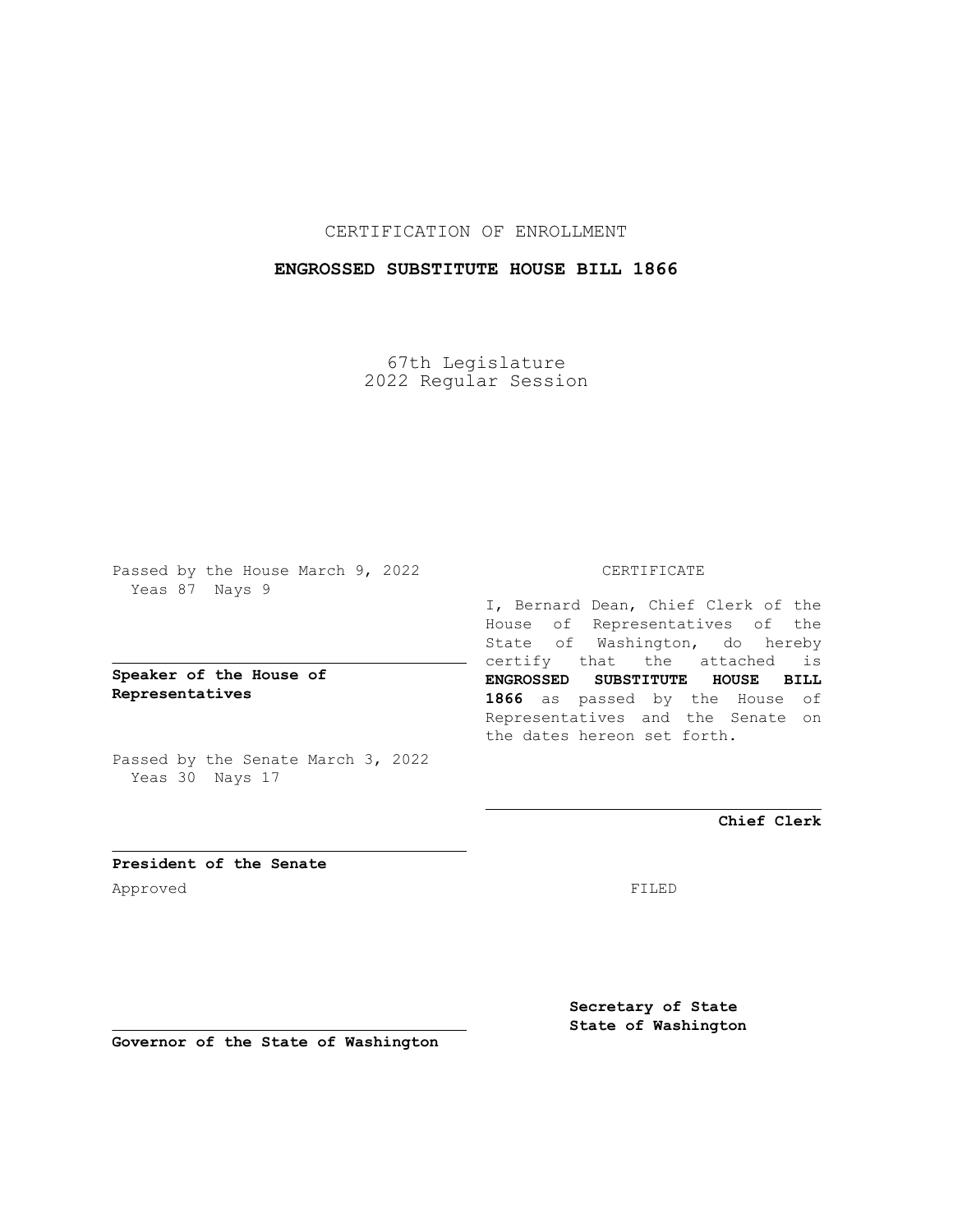CERTIFICATION OF ENROLLMENT

**ENGROSSED SUBSTITUTE HOUSE BILL 1866**

67th Legislature
2022 Regular Session

Passed by the House March 9, 2022
Yeas 87 Nays 9

**Speaker of the House of Representatives**

Passed by the Senate March 3, 2022
Yeas 30 Nays 17

**President of the Senate**

Approved

**Governor of the State of Washington**

CERTIFICATE

I, Bernard Dean, Chief Clerk of the House of Representatives of the State of Washington, do hereby certify that the attached is **ENGROSSED SUBSTITUTE HOUSE BILL 1866** as passed by the House of Representatives and the Senate on the dates hereon set forth.

**Chief Clerk**

FILED

**Secretary of State**
**State of Washington**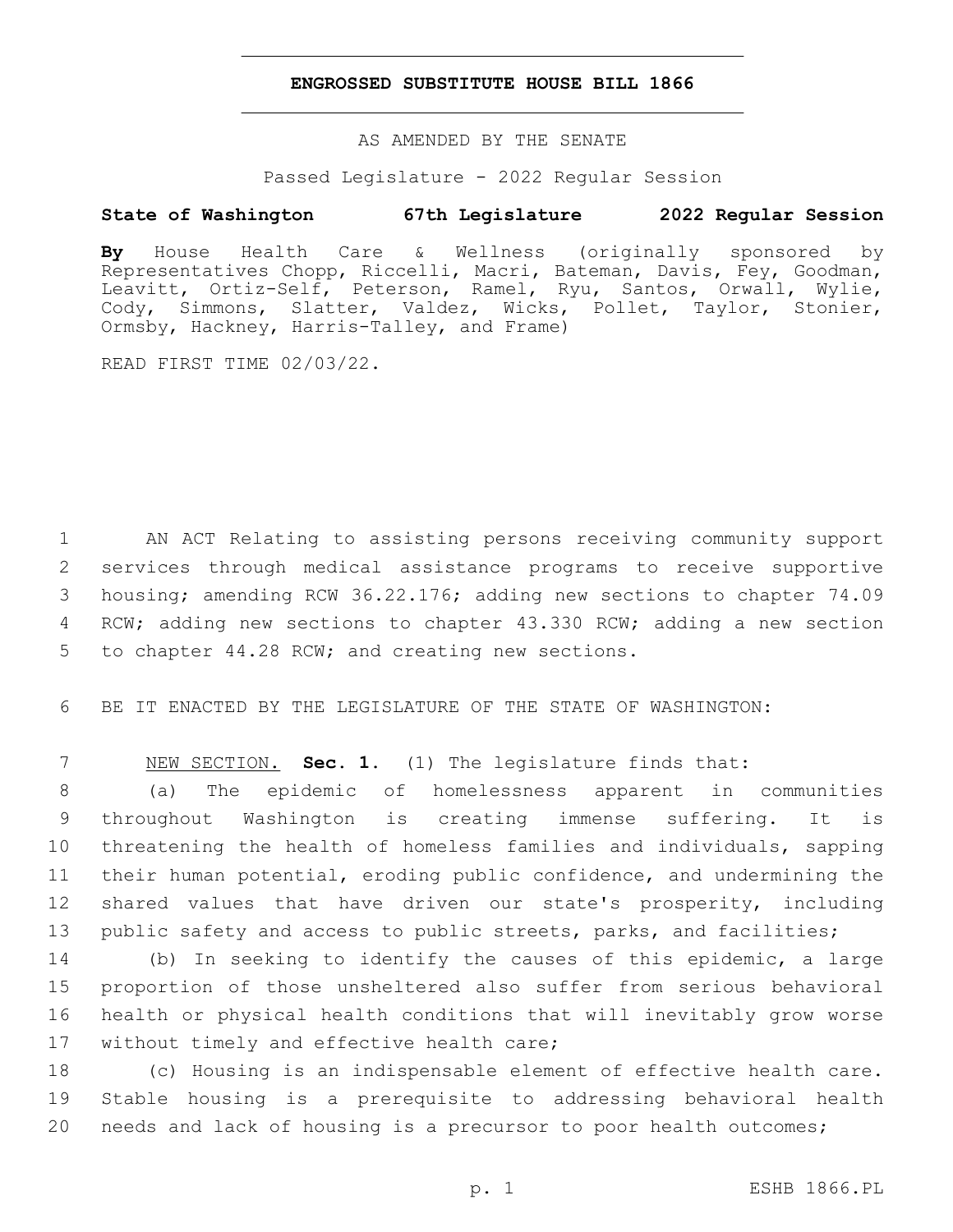**ENGROSSED SUBSTITUTE HOUSE BILL 1866**

AS AMENDED BY THE SENATE

Passed Legislature - 2022 Regular Session

**State of Washington 67th Legislature 2022 Regular Session**

**By** House Health Care & Wellness (originally sponsored by Representatives Chopp, Riccelli, Macri, Bateman, Davis, Fey, Goodman, Leavitt, Ortiz-Self, Peterson, Ramel, Ryu, Santos, Orwall, Wylie, Cody, Simmons, Slatter, Valdez, Wicks, Pollet, Taylor, Stonier, Ormsby, Hackney, Harris-Talley, and Frame)

READ FIRST TIME 02/03/22.

AN ACT Relating to assisting persons receiving community support services through medical assistance programs to receive supportive housing; amending RCW 36.22.176; adding new sections to chapter 74.09 RCW; adding new sections to chapter 43.330 RCW; adding a new section to chapter 44.28 RCW; and creating new sections.

BE IT ENACTED BY THE LEGISLATURE OF THE STATE OF WASHINGTON:

NEW SECTION. **Sec. 1.** (1) The legislature finds that:

(a) The epidemic of homelessness apparent in communities throughout Washington is creating immense suffering. It is threatening the health of homeless families and individuals, sapping their human potential, eroding public confidence, and undermining the shared values that have driven our state's prosperity, including public safety and access to public streets, parks, and facilities;

(b) In seeking to identify the causes of this epidemic, a large proportion of those unsheltered also suffer from serious behavioral health or physical health conditions that will inevitably grow worse without timely and effective health care;

(c) Housing is an indispensable element of effective health care. Stable housing is a prerequisite to addressing behavioral health needs and lack of housing is a precursor to poor health outcomes;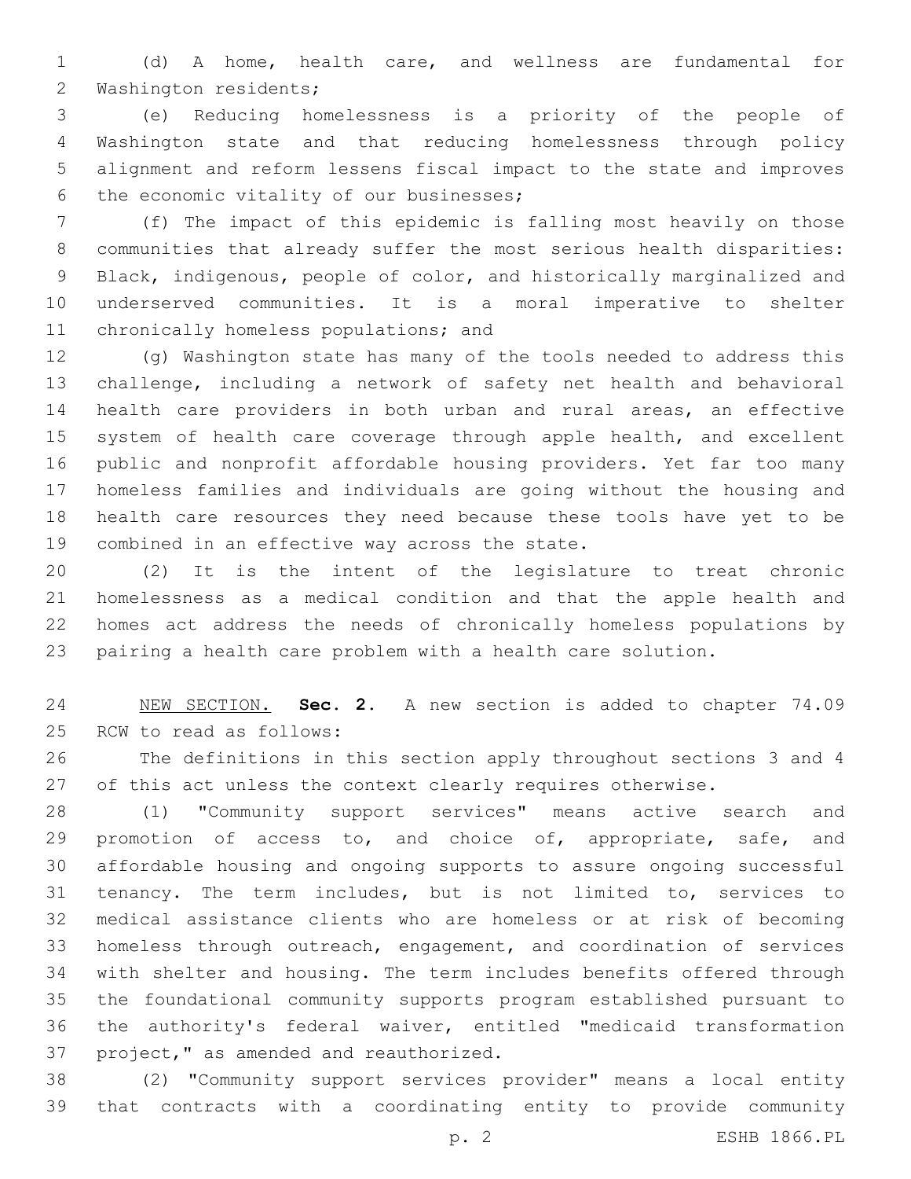(d) A home, health care, and wellness are fundamental for Washington residents;

(e) Reducing homelessness is a priority of the people of Washington state and that reducing homelessness through policy alignment and reform lessens fiscal impact to the state and improves the economic vitality of our businesses;

(f) The impact of this epidemic is falling most heavily on those communities that already suffer the most serious health disparities: Black, indigenous, people of color, and historically marginalized and underserved communities. It is a moral imperative to shelter chronically homeless populations; and

(g) Washington state has many of the tools needed to address this challenge, including a network of safety net health and behavioral health care providers in both urban and rural areas, an effective system of health care coverage through apple health, and excellent public and nonprofit affordable housing providers. Yet far too many homeless families and individuals are going without the housing and health care resources they need because these tools have yet to be combined in an effective way across the state.

(2) It is the intent of the legislature to treat chronic homelessness as a medical condition and that the apple health and homes act address the needs of chronically homeless populations by pairing a health care problem with a health care solution.

NEW SECTION. **Sec. 2.** A new section is added to chapter 74.09 RCW to read as follows:

The definitions in this section apply throughout sections 3 and 4 of this act unless the context clearly requires otherwise.

(1) "Community support services" means active search and promotion of access to, and choice of, appropriate, safe, and affordable housing and ongoing supports to assure ongoing successful tenancy. The term includes, but is not limited to, services to medical assistance clients who are homeless or at risk of becoming homeless through outreach, engagement, and coordination of services with shelter and housing. The term includes benefits offered through the foundational community supports program established pursuant to the authority's federal waiver, entitled "medicaid transformation project," as amended and reauthorized.

(2) "Community support services provider" means a local entity that contracts with a coordinating entity to provide community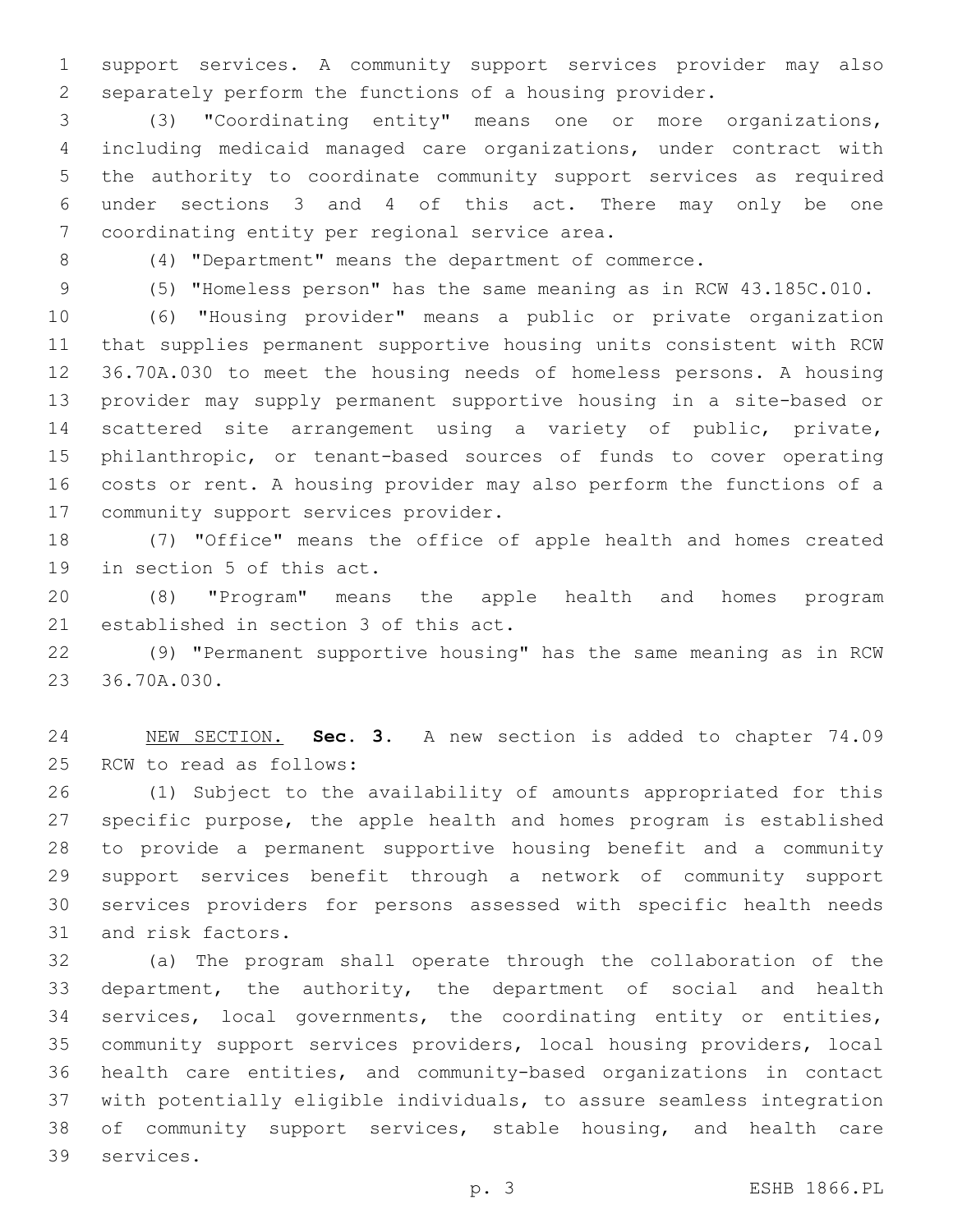support services. A community support services provider may also separately perform the functions of a housing provider.

(3) "Coordinating entity" means one or more organizations, including medicaid managed care organizations, under contract with the authority to coordinate community support services as required under sections 3 and 4 of this act. There may only be one coordinating entity per regional service area.

(4) "Department" means the department of commerce.

(5) "Homeless person" has the same meaning as in RCW 43.185C.010.

(6) "Housing provider" means a public or private organization that supplies permanent supportive housing units consistent with RCW 36.70A.030 to meet the housing needs of homeless persons. A housing provider may supply permanent supportive housing in a site-based or scattered site arrangement using a variety of public, private, philanthropic, or tenant-based sources of funds to cover operating costs or rent. A housing provider may also perform the functions of a community support services provider.

(7) "Office" means the office of apple health and homes created in section 5 of this act.

(8) "Program" means the apple health and homes program established in section 3 of this act.

(9) "Permanent supportive housing" has the same meaning as in RCW 36.70A.030.

NEW SECTION. **Sec. 3.** A new section is added to chapter 74.09 RCW to read as follows:

(1) Subject to the availability of amounts appropriated for this specific purpose, the apple health and homes program is established to provide a permanent supportive housing benefit and a community support services benefit through a network of community support services providers for persons assessed with specific health needs and risk factors.

(a) The program shall operate through the collaboration of the department, the authority, the department of social and health services, local governments, the coordinating entity or entities, community support services providers, local housing providers, local health care entities, and community-based organizations in contact with potentially eligible individuals, to assure seamless integration of community support services, stable housing, and health care services.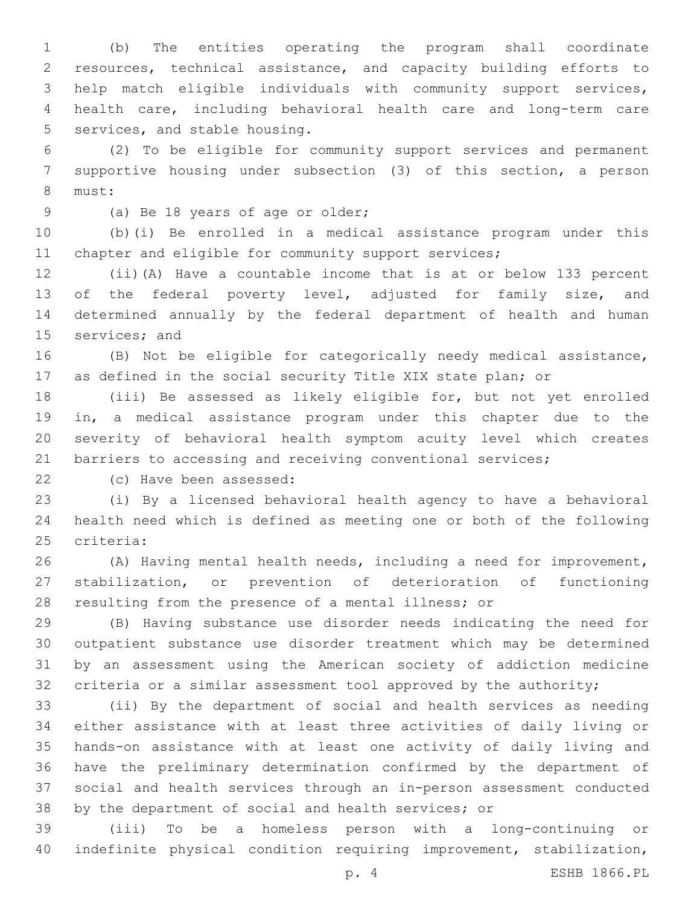(b) The entities operating the program shall coordinate resources, technical assistance, and capacity building efforts to help match eligible individuals with community support services, health care, including behavioral health care and long-term care services, and stable housing.

(2) To be eligible for community support services and permanent supportive housing under subsection (3) of this section, a person must:

(a) Be 18 years of age or older;

(b)(i) Be enrolled in a medical assistance program under this chapter and eligible for community support services;

(ii)(A) Have a countable income that is at or below 133 percent of the federal poverty level, adjusted for family size, and determined annually by the federal department of health and human services; and

(B) Not be eligible for categorically needy medical assistance, as defined in the social security Title XIX state plan; or

(iii) Be assessed as likely eligible for, but not yet enrolled in, a medical assistance program under this chapter due to the severity of behavioral health symptom acuity level which creates barriers to accessing and receiving conventional services;

(c) Have been assessed:

(i) By a licensed behavioral health agency to have a behavioral health need which is defined as meeting one or both of the following criteria:

(A) Having mental health needs, including a need for improvement, stabilization, or prevention of deterioration of functioning resulting from the presence of a mental illness; or

(B) Having substance use disorder needs indicating the need for outpatient substance use disorder treatment which may be determined by an assessment using the American society of addiction medicine criteria or a similar assessment tool approved by the authority;

(ii) By the department of social and health services as needing either assistance with at least three activities of daily living or hands-on assistance with at least one activity of daily living and have the preliminary determination confirmed by the department of social and health services through an in-person assessment conducted by the department of social and health services; or

(iii) To be a homeless person with a long-continuing or indefinite physical condition requiring improvement, stabilization,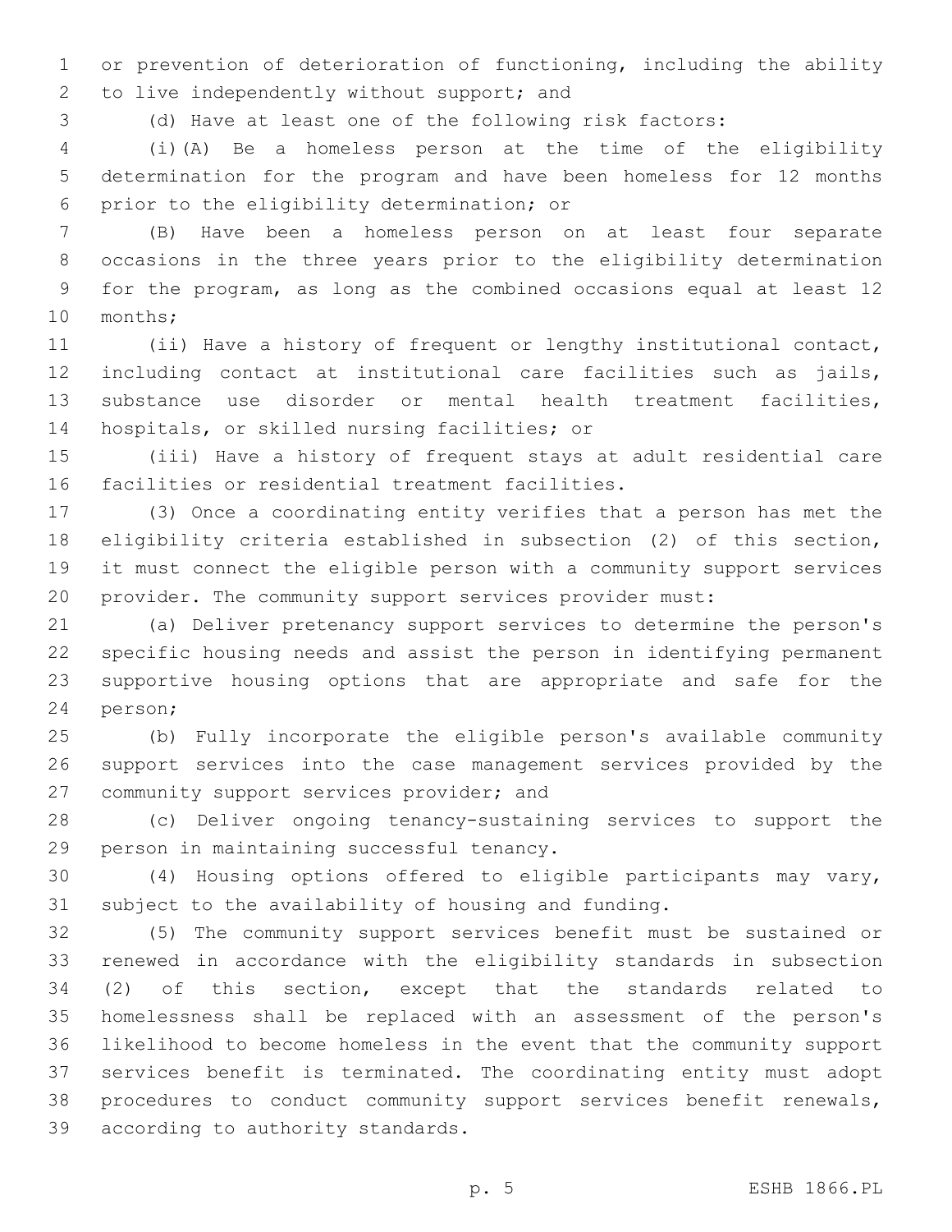or prevention of deterioration of functioning, including the ability to live independently without support; and

(d) Have at least one of the following risk factors:

(i)(A) Be a homeless person at the time of the eligibility determination for the program and have been homeless for 12 months prior to the eligibility determination; or

(B) Have been a homeless person on at least four separate occasions in the three years prior to the eligibility determination for the program, as long as the combined occasions equal at least 12 months;

(ii) Have a history of frequent or lengthy institutional contact, including contact at institutional care facilities such as jails, substance use disorder or mental health treatment facilities, hospitals, or skilled nursing facilities; or

(iii) Have a history of frequent stays at adult residential care facilities or residential treatment facilities.

(3) Once a coordinating entity verifies that a person has met the eligibility criteria established in subsection (2) of this section, it must connect the eligible person with a community support services provider. The community support services provider must:

(a) Deliver pretenancy support services to determine the person's specific housing needs and assist the person in identifying permanent supportive housing options that are appropriate and safe for the person;

(b) Fully incorporate the eligible person's available community support services into the case management services provided by the community support services provider; and

(c) Deliver ongoing tenancy-sustaining services to support the person in maintaining successful tenancy.

(4) Housing options offered to eligible participants may vary, subject to the availability of housing and funding.

(5) The community support services benefit must be sustained or renewed in accordance with the eligibility standards in subsection (2) of this section, except that the standards related to homelessness shall be replaced with an assessment of the person's likelihood to become homeless in the event that the community support services benefit is terminated. The coordinating entity must adopt procedures to conduct community support services benefit renewals, according to authority standards.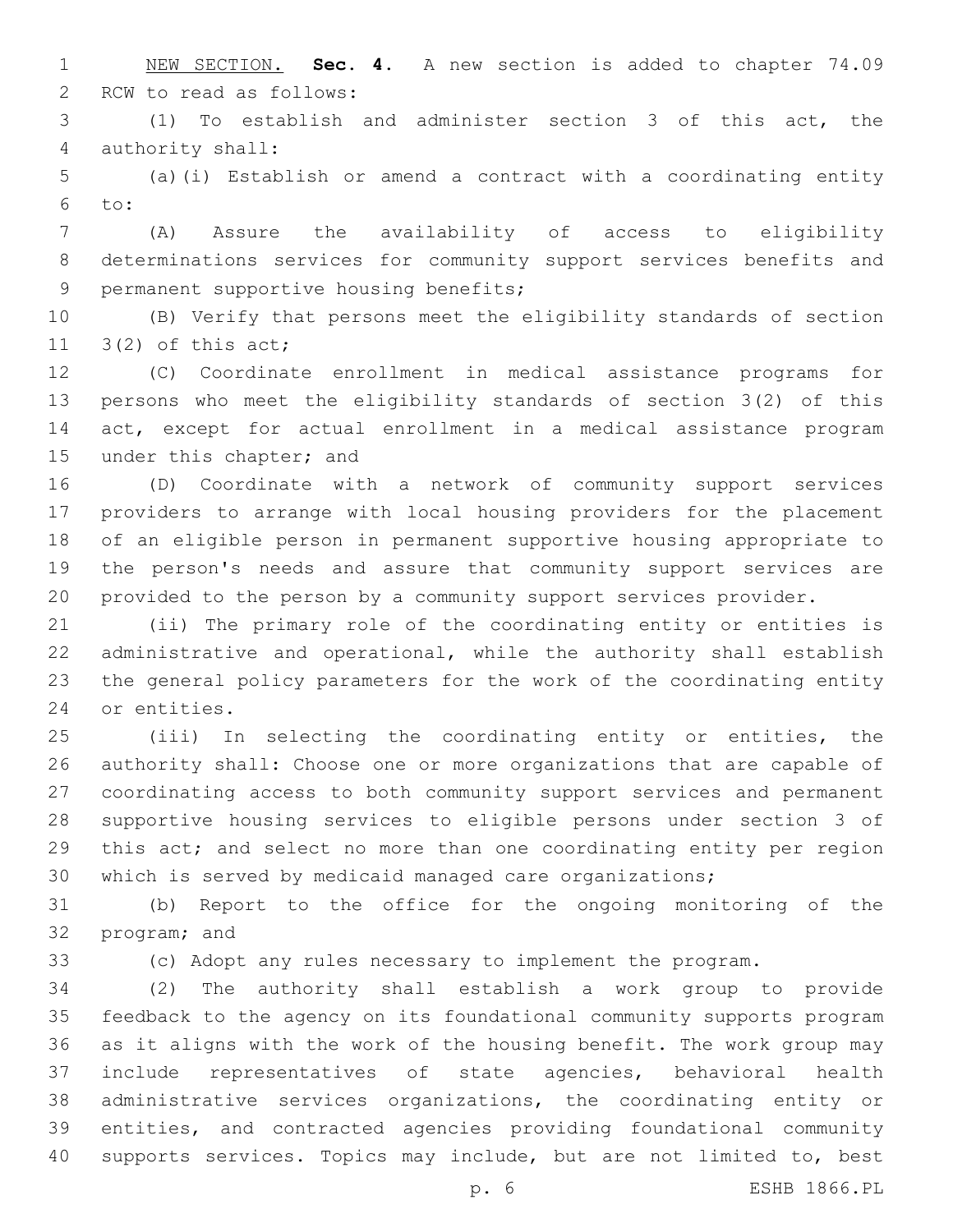NEW SECTION. **Sec. 4.** A new section is added to chapter 74.09 RCW to read as follows:

(1) To establish and administer section 3 of this act, the authority shall:

(a)(i) Establish or amend a contract with a coordinating entity to:

(A) Assure the availability of access to eligibility determinations services for community support services benefits and permanent supportive housing benefits;

(B) Verify that persons meet the eligibility standards of section 3(2) of this act;

(C) Coordinate enrollment in medical assistance programs for persons who meet the eligibility standards of section 3(2) of this act, except for actual enrollment in a medical assistance program under this chapter; and

(D) Coordinate with a network of community support services providers to arrange with local housing providers for the placement of an eligible person in permanent supportive housing appropriate to the person's needs and assure that community support services are provided to the person by a community support services provider.

(ii) The primary role of the coordinating entity or entities is administrative and operational, while the authority shall establish the general policy parameters for the work of the coordinating entity or entities.

(iii) In selecting the coordinating entity or entities, the authority shall: Choose one or more organizations that are capable of coordinating access to both community support services and permanent supportive housing services to eligible persons under section 3 of this act; and select no more than one coordinating entity per region which is served by medicaid managed care organizations;

(b) Report to the office for the ongoing monitoring of the program; and

(c) Adopt any rules necessary to implement the program.

(2) The authority shall establish a work group to provide feedback to the agency on its foundational community supports program as it aligns with the work of the housing benefit. The work group may include representatives of state agencies, behavioral health administrative services organizations, the coordinating entity or entities, and contracted agencies providing foundational community supports services. Topics may include, but are not limited to, best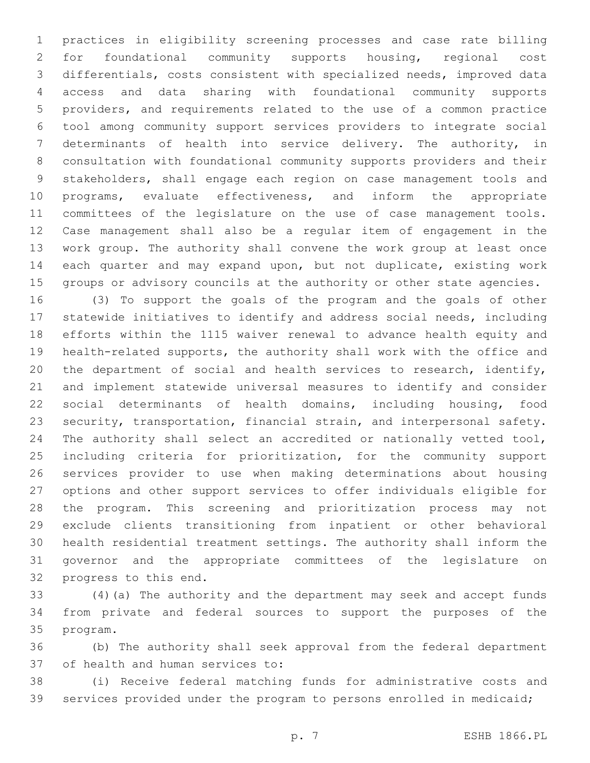practices in eligibility screening processes and case rate billing for foundational community supports housing, regional cost differentials, costs consistent with specialized needs, improved data access and data sharing with foundational community supports providers, and requirements related to the use of a common practice tool among community support services providers to integrate social determinants of health into service delivery. The authority, in consultation with foundational community supports providers and their stakeholders, shall engage each region on case management tools and programs, evaluate effectiveness, and inform the appropriate committees of the legislature on the use of case management tools. Case management shall also be a regular item of engagement in the work group. The authority shall convene the work group at least once each quarter and may expand upon, but not duplicate, existing work groups or advisory councils at the authority or other state agencies.

(3) To support the goals of the program and the goals of other statewide initiatives to identify and address social needs, including efforts within the 1115 waiver renewal to advance health equity and health-related supports, the authority shall work with the office and the department of social and health services to research, identify, and implement statewide universal measures to identify and consider social determinants of health domains, including housing, food security, transportation, financial strain, and interpersonal safety. The authority shall select an accredited or nationally vetted tool, including criteria for prioritization, for the community support services provider to use when making determinations about housing options and other support services to offer individuals eligible for the program. This screening and prioritization process may not exclude clients transitioning from inpatient or other behavioral health residential treatment settings. The authority shall inform the governor and the appropriate committees of the legislature on progress to this end.

(4)(a) The authority and the department may seek and accept funds from private and federal sources to support the purposes of the program.

(b) The authority shall seek approval from the federal department of health and human services to:

(i) Receive federal matching funds for administrative costs and services provided under the program to persons enrolled in medicaid;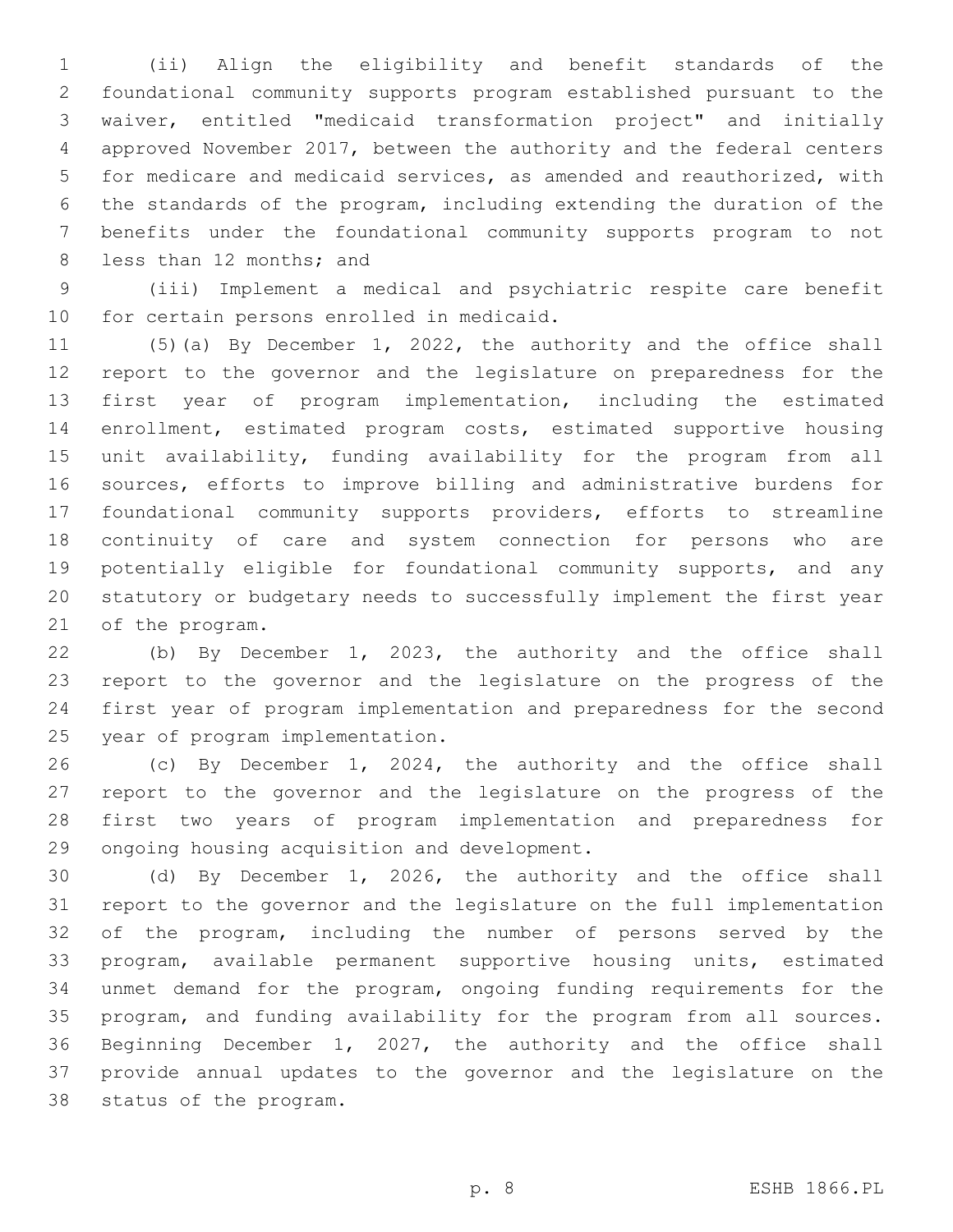(ii) Align the eligibility and benefit standards of the foundational community supports program established pursuant to the waiver, entitled "medicaid transformation project" and initially approved November 2017, between the authority and the federal centers for medicare and medicaid services, as amended and reauthorized, with the standards of the program, including extending the duration of the benefits under the foundational community supports program to not less than 12 months; and

(iii) Implement a medical and psychiatric respite care benefit for certain persons enrolled in medicaid.

(5)(a) By December 1, 2022, the authority and the office shall report to the governor and the legislature on preparedness for the first year of program implementation, including the estimated enrollment, estimated program costs, estimated supportive housing unit availability, funding availability for the program from all sources, efforts to improve billing and administrative burdens for foundational community supports providers, efforts to streamline continuity of care and system connection for persons who are potentially eligible for foundational community supports, and any statutory or budgetary needs to successfully implement the first year of the program.

(b) By December 1, 2023, the authority and the office shall report to the governor and the legislature on the progress of the first year of program implementation and preparedness for the second year of program implementation.

(c) By December 1, 2024, the authority and the office shall report to the governor and the legislature on the progress of the first two years of program implementation and preparedness for ongoing housing acquisition and development.

(d) By December 1, 2026, the authority and the office shall report to the governor and the legislature on the full implementation of the program, including the number of persons served by the program, available permanent supportive housing units, estimated unmet demand for the program, ongoing funding requirements for the program, and funding availability for the program from all sources. Beginning December 1, 2027, the authority and the office shall provide annual updates to the governor and the legislature on the status of the program.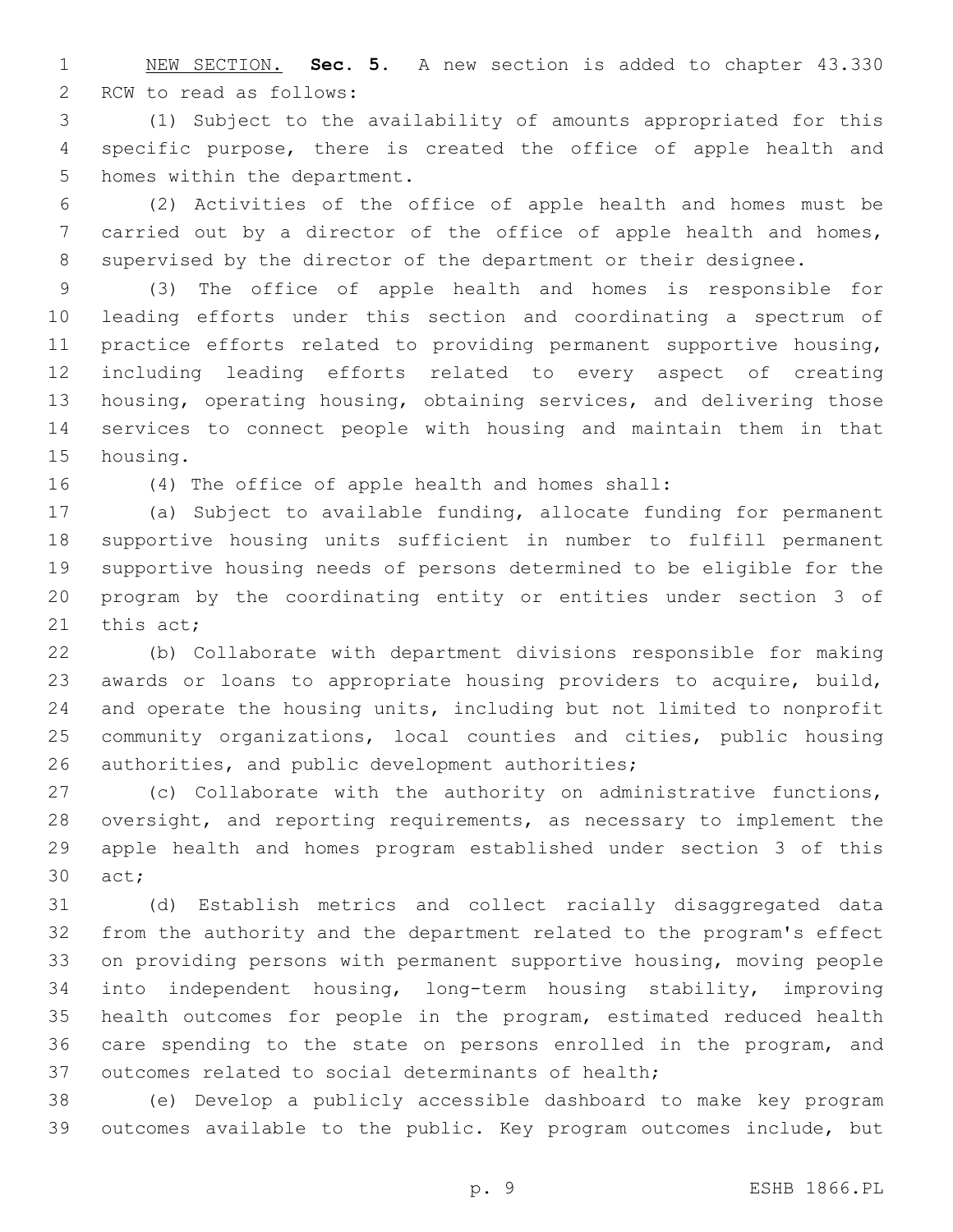NEW SECTION. **Sec. 5.** A new section is added to chapter 43.330 RCW to read as follows:

(1) Subject to the availability of amounts appropriated for this specific purpose, there is created the office of apple health and homes within the department.

(2) Activities of the office of apple health and homes must be carried out by a director of the office of apple health and homes, supervised by the director of the department or their designee.

(3) The office of apple health and homes is responsible for leading efforts under this section and coordinating a spectrum of practice efforts related to providing permanent supportive housing, including leading efforts related to every aspect of creating housing, operating housing, obtaining services, and delivering those services to connect people with housing and maintain them in that housing.

(4) The office of apple health and homes shall:

(a) Subject to available funding, allocate funding for permanent supportive housing units sufficient in number to fulfill permanent supportive housing needs of persons determined to be eligible for the program by the coordinating entity or entities under section 3 of this act;

(b) Collaborate with department divisions responsible for making awards or loans to appropriate housing providers to acquire, build, and operate the housing units, including but not limited to nonprofit community organizations, local counties and cities, public housing authorities, and public development authorities;

(c) Collaborate with the authority on administrative functions, oversight, and reporting requirements, as necessary to implement the apple health and homes program established under section 3 of this act;

(d) Establish metrics and collect racially disaggregated data from the authority and the department related to the program's effect on providing persons with permanent supportive housing, moving people into independent housing, long-term housing stability, improving health outcomes for people in the program, estimated reduced health care spending to the state on persons enrolled in the program, and outcomes related to social determinants of health;

(e) Develop a publicly accessible dashboard to make key program outcomes available to the public. Key program outcomes include, but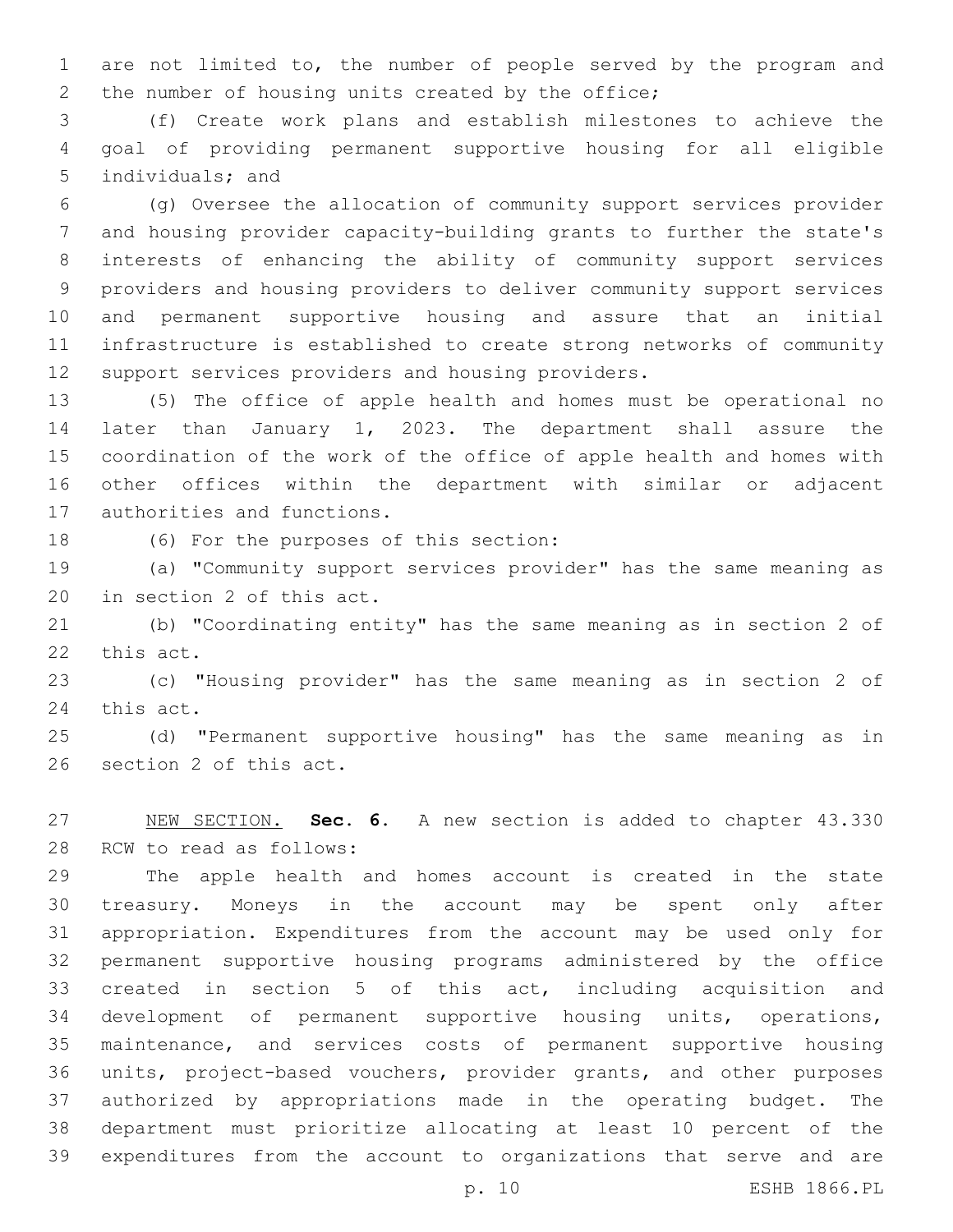are not limited to, the number of people served by the program and the number of housing units created by the office;

(f) Create work plans and establish milestones to achieve the goal of providing permanent supportive housing for all eligible individuals; and

(g) Oversee the allocation of community support services provider and housing provider capacity-building grants to further the state's interests of enhancing the ability of community support services providers and housing providers to deliver community support services and permanent supportive housing and assure that an initial infrastructure is established to create strong networks of community support services providers and housing providers.

(5) The office of apple health and homes must be operational no later than January 1, 2023. The department shall assure the coordination of the work of the office of apple health and homes with other offices within the department with similar or adjacent authorities and functions.

(6) For the purposes of this section:

(a) "Community support services provider" has the same meaning as in section 2 of this act.

(b) "Coordinating entity" has the same meaning as in section 2 of this act.

(c) "Housing provider" has the same meaning as in section 2 of this act.

(d) "Permanent supportive housing" has the same meaning as in section 2 of this act.

NEW SECTION. **Sec. 6.** A new section is added to chapter 43.330 RCW to read as follows:

The apple health and homes account is created in the state treasury. Moneys in the account may be spent only after appropriation. Expenditures from the account may be used only for permanent supportive housing programs administered by the office created in section 5 of this act, including acquisition and development of permanent supportive housing units, operations, maintenance, and services costs of permanent supportive housing units, project-based vouchers, provider grants, and other purposes authorized by appropriations made in the operating budget. The department must prioritize allocating at least 10 percent of the expenditures from the account to organizations that serve and are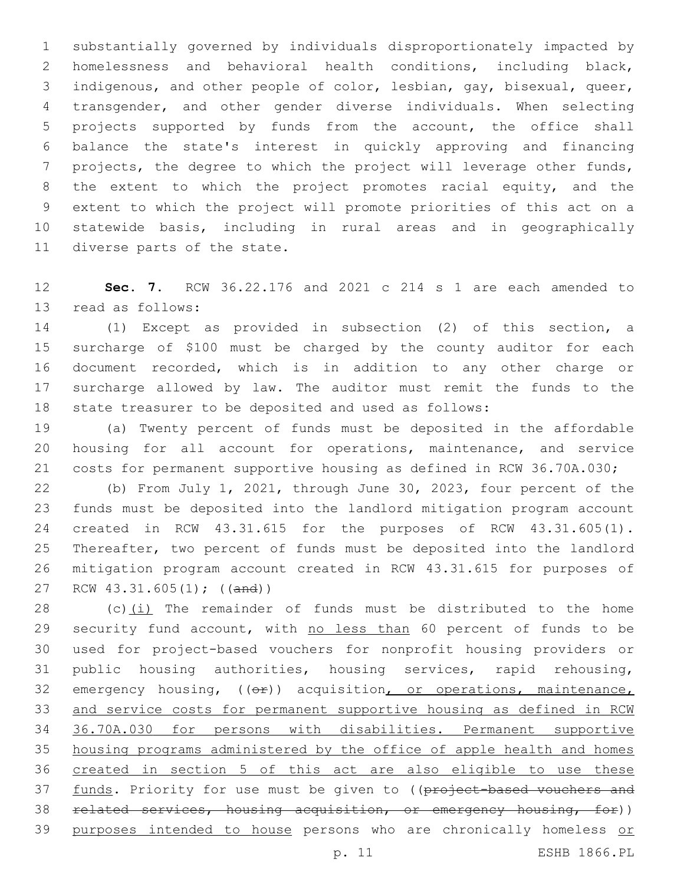substantially governed by individuals disproportionately impacted by homelessness and behavioral health conditions, including black, indigenous, and other people of color, lesbian, gay, bisexual, queer, transgender, and other gender diverse individuals. When selecting projects supported by funds from the account, the office shall balance the state's interest in quickly approving and financing projects, the degree to which the project will leverage other funds, the extent to which the project promotes racial equity, and the extent to which the project will promote priorities of this act on a statewide basis, including in rural areas and in geographically diverse parts of the state.

**Sec. 7.** RCW 36.22.176 and 2021 c 214 s 1 are each amended to read as follows:

(1) Except as provided in subsection (2) of this section, a surcharge of $100 must be charged by the county auditor for each document recorded, which is in addition to any other charge or surcharge allowed by law. The auditor must remit the funds to the state treasurer to be deposited and used as follows:

(a) Twenty percent of funds must be deposited in the affordable housing for all account for operations, maintenance, and service costs for permanent supportive housing as defined in RCW 36.70A.030;

(b) From July 1, 2021, through June 30, 2023, four percent of the funds must be deposited into the landlord mitigation program account created in RCW 43.31.615 for the purposes of RCW 43.31.605(1). Thereafter, two percent of funds must be deposited into the landlord mitigation program account created in RCW 43.31.615 for purposes of RCW 43.31.605(1); ((~~and~~))

(c)(i) The remainder of funds must be distributed to the home security fund account, with no less than 60 percent of funds to be used for project-based vouchers for nonprofit housing providers or public housing authorities, housing services, rapid rehousing, emergency housing, ((~~or~~)) acquisition, or operations, maintenance, and service costs for permanent supportive housing as defined in RCW 36.70A.030 for persons with disabilities. Permanent supportive housing programs administered by the office of apple health and homes created in section 5 of this act are also eligible to use these funds. Priority for use must be given to ((~~project-based vouchers and related services, housing acquisition, or emergency housing, for~~)) purposes intended to house persons who are chronically homeless or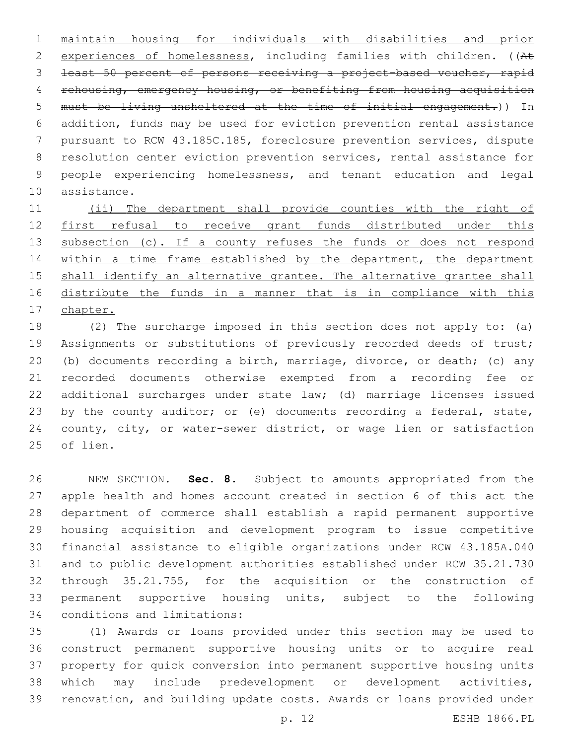maintain housing for individuals with disabilities and prior experiences of homelessness, including families with children. ((~~At least 50 percent of persons receiving a project-based voucher, rapid rehousing, emergency housing, or benefiting from housing acquisition must be living unsheltered at the time of initial engagement.~~)) In addition, funds may be used for eviction prevention rental assistance pursuant to RCW 43.185C.185, foreclosure prevention services, dispute resolution center eviction prevention services, rental assistance for people experiencing homelessness, and tenant education and legal assistance.

<u>(ii) The department shall provide counties with the right of first refusal to receive grant funds distributed under this subsection (c). If a county refuses the funds or does not respond within a time frame established by the department, the department shall identify an alternative grantee. The alternative grantee shall distribute the funds in a manner that is in compliance with this chapter.</u>

(2) The surcharge imposed in this section does not apply to: (a) Assignments or substitutions of previously recorded deeds of trust; (b) documents recording a birth, marriage, divorce, or death; (c) any recorded documents otherwise exempted from a recording fee or additional surcharges under state law; (d) marriage licenses issued by the county auditor; or (e) documents recording a federal, state, county, city, or water-sewer district, or wage lien or satisfaction of lien.

<u>NEW SECTION.</u> **Sec. 8.** Subject to amounts appropriated from the apple health and homes account created in section 6 of this act the department of commerce shall establish a rapid permanent supportive housing acquisition and development program to issue competitive financial assistance to eligible organizations under RCW 43.185A.040 and to public development authorities established under RCW 35.21.730 through 35.21.755, for the acquisition or the construction of permanent supportive housing units, subject to the following conditions and limitations:

(1) Awards or loans provided under this section may be used to construct permanent supportive housing units or to acquire real property for quick conversion into permanent supportive housing units which may include predevelopment or development activities, renovation, and building update costs. Awards or loans provided under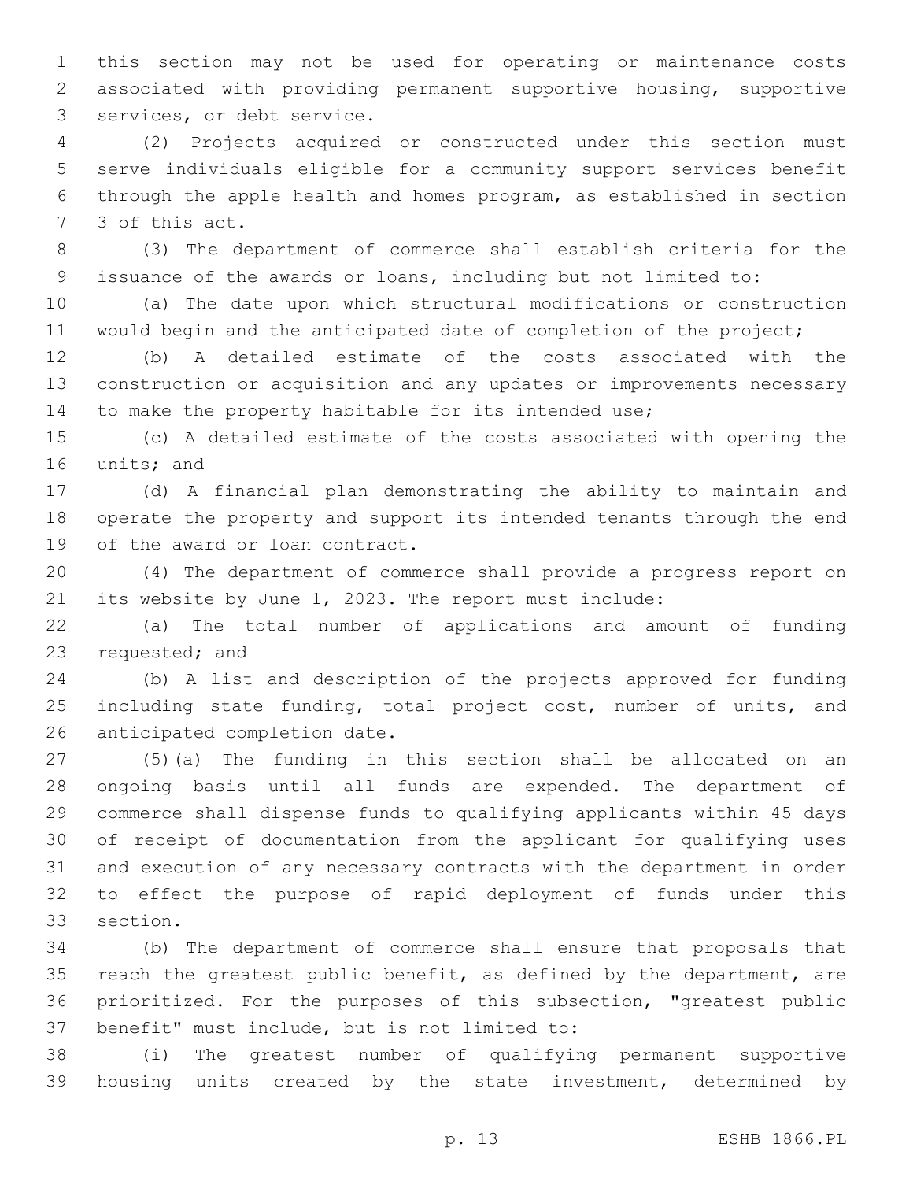this section may not be used for operating or maintenance costs associated with providing permanent supportive housing, supportive services, or debt service.

(2) Projects acquired or constructed under this section must serve individuals eligible for a community support services benefit through the apple health and homes program, as established in section 3 of this act.

(3) The department of commerce shall establish criteria for the issuance of the awards or loans, including but not limited to:

(a) The date upon which structural modifications or construction would begin and the anticipated date of completion of the project;

(b) A detailed estimate of the costs associated with the construction or acquisition and any updates or improvements necessary to make the property habitable for its intended use;

(c) A detailed estimate of the costs associated with opening the units; and

(d) A financial plan demonstrating the ability to maintain and operate the property and support its intended tenants through the end of the award or loan contract.

(4) The department of commerce shall provide a progress report on its website by June 1, 2023. The report must include:

(a) The total number of applications and amount of funding requested; and

(b) A list and description of the projects approved for funding including state funding, total project cost, number of units, and anticipated completion date.

(5)(a) The funding in this section shall be allocated on an ongoing basis until all funds are expended. The department of commerce shall dispense funds to qualifying applicants within 45 days of receipt of documentation from the applicant for qualifying uses and execution of any necessary contracts with the department in order to effect the purpose of rapid deployment of funds under this section.

(b) The department of commerce shall ensure that proposals that reach the greatest public benefit, as defined by the department, are prioritized. For the purposes of this subsection, "greatest public benefit" must include, but is not limited to:

(i) The greatest number of qualifying permanent supportive housing units created by the state investment, determined by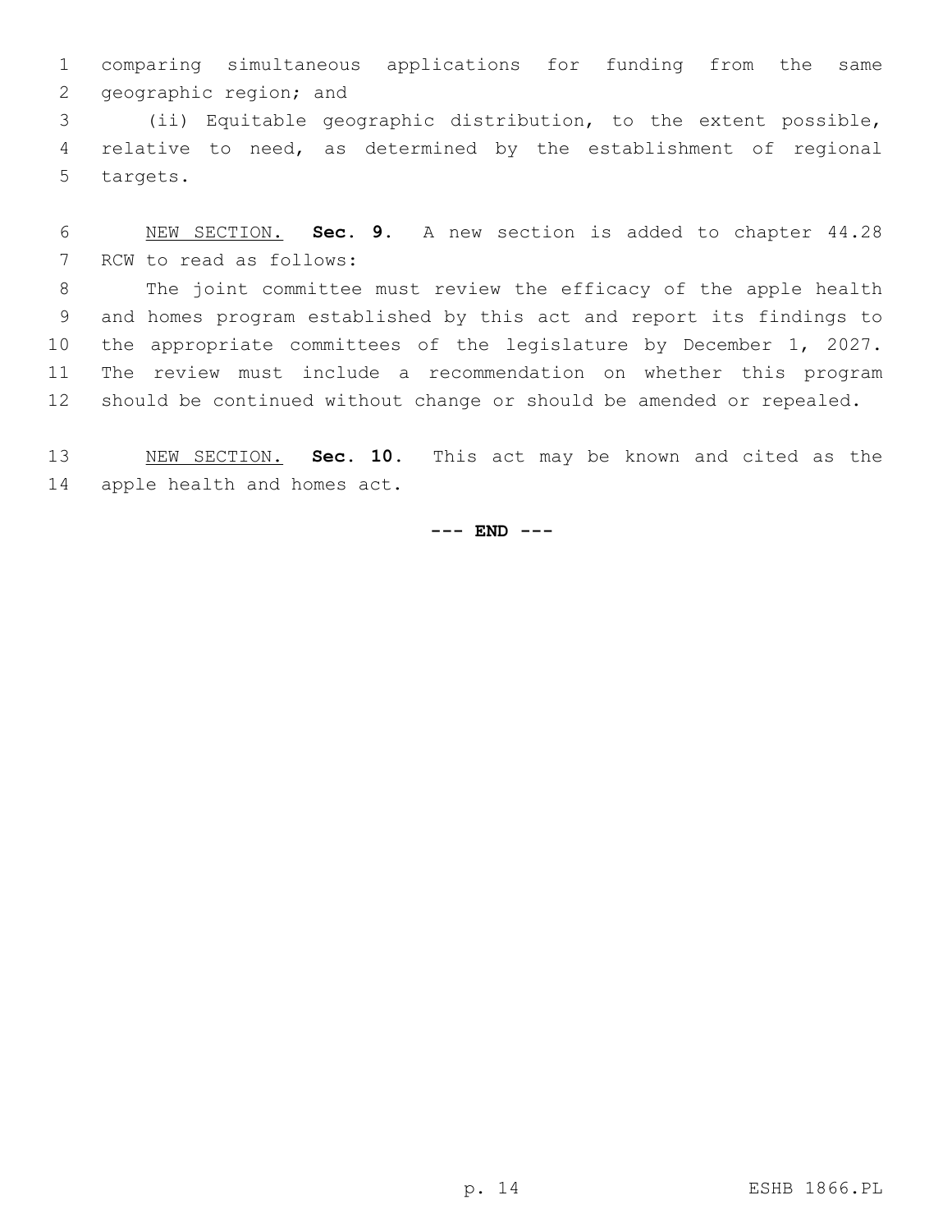comparing simultaneous applications for funding from the same geographic region; and

(ii) Equitable geographic distribution, to the extent possible, relative to need, as determined by the establishment of regional targets.

NEW SECTION. **Sec. 9.** A new section is added to chapter 44.28 RCW to read as follows:

The joint committee must review the efficacy of the apple health and homes program established by this act and report its findings to the appropriate committees of the legislature by December 1, 2027. The review must include a recommendation on whether this program should be continued without change or should be amended or repealed.

NEW SECTION. **Sec. 10.** This act may be known and cited as the apple health and homes act.

**--- END ---**